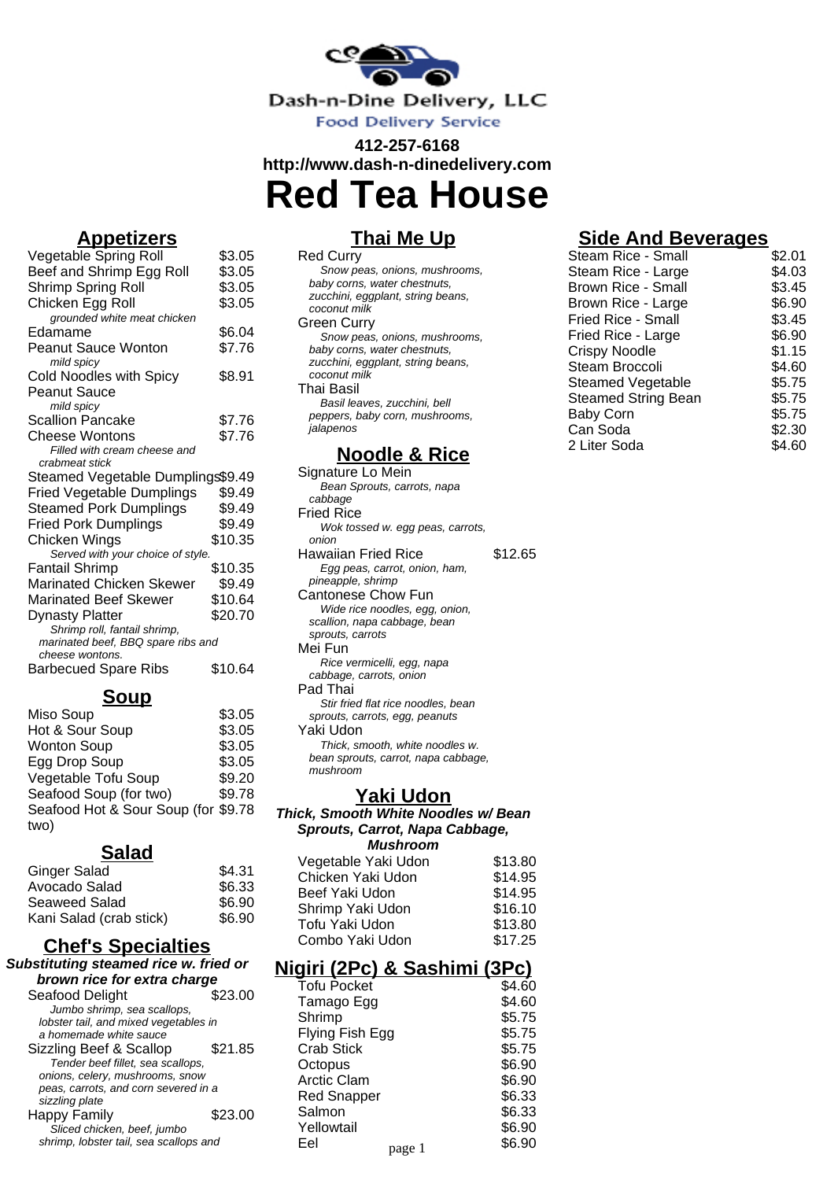Dash-n-Dine Delivery, LLC

Food Delivery Service

**412-257-6168**

**http://www.dash-n-dinedelivery.com**

# Red Tea House

## Appetizers

| Item | Price |
| --- | --- |
| Vegetable Spring Roll | $3.05 |
| Beef and Shrimp Egg Roll | $3.05 |
| Shrimp Spring Roll | $3.05 |
| Chicken Egg Roll<br>*grounded white meat chicken* | $3.05 |
| Edamame | $6.04 |
| Peanut Sauce Wonton<br>*mild spicy* | $7.76 |
| Cold Noodles with Spicy Peanut Sauce<br>*mild spicy* | $8.91 |
| Scallion Pancake | $7.76 |
| Cheese Wontons<br>*Filled with cream cheese and crabmeat stick* | $7.76 |
| Steamed Vegetable Dumplings | $9.49 |
| Fried Vegetable Dumplings | $9.49 |
| Steamed Pork Dumplings | $9.49 |
| Fried Pork Dumplings | $9.49 |
| Chicken Wings<br>*Served with your choice of style.* | $10.35 |
| Fantail Shrimp | $10.35 |
| Marinated Chicken Skewer | $9.49 |
| Marinated Beef Skewer | $10.64 |
| Dynasty Platter<br>*Shrimp roll, fantail shrimp, marinated beef, BBQ spare ribs and cheese wontons.* | $20.70 |
| Barbecued Spare Ribs | $10.64 |

## Soup

| Item | Price |
| --- | --- |
| Miso Soup | $3.05 |
| Hot & Sour Soup | $3.05 |
| Wonton Soup | $3.05 |
| Egg Drop Soup | $3.05 |
| Vegetable Tofu Soup | $9.20 |
| Seafood Soup (for two) | $9.78 |
| Seafood Hot & Sour Soup (for two) | $9.78 |

## Salad

| Item | Price |
| --- | --- |
| Ginger Salad | $4.31 |
| Avocado Salad | $6.33 |
| Seaweed Salad | $6.90 |
| Kani Salad (crab stick) | $6.90 |

## Chef's Specialties

***Substituting steamed rice w. fried or brown rice for extra charge***

| Item | Price |
| --- | --- |
| Seafood Delight<br>*Jumbo shrimp, sea scallops, lobster tail, and mixed vegetables in a homemade white sauce* | $23.00 |
| Sizzling Beef & Scallop<br>*Tender beef fillet, sea scallops, onions, celery, mushrooms, snow peas, carrots, and corn severed in a sizzling plate* | $21.85 |
| Happy Family<br>*Sliced chicken, beef, jumbo shrimp, lobster tail, sea scallops and* | $23.00 |

## Thai Me Up

Red Curry
*Snow peas, onions, mushrooms, baby corns, water chestnuts, zucchini, eggplant, string beans, coconut milk*

Green Curry
*Snow peas, onions, mushrooms, baby corns, water chestnuts, zucchini, eggplant, string beans, coconut milk*

Thai Basil
*Basil leaves, zucchini, bell peppers, baby corn, mushrooms, jalapenos*

## Noodle & Rice

| Item | Price |
| --- | --- |
| Signature Lo Mein<br>*Bean Sprouts, carrots, napa cabbage* | |
| Fried Rice<br>*Wok tossed w. egg peas, carrots, onion* | |
| Hawaiian Fried Rice<br>*Egg peas, carrot, onion, ham, pineapple, shrimp* | $12.65 |
| Cantonese Chow Fun<br>*Wide rice noodles, egg, onion, scallion, napa cabbage, bean sprouts, carrots* | |
| Mei Fun<br>*Rice vermicelli, egg, napa cabbage, carrots, onion* | |
| Pad Thai<br>*Stir fried flat rice noodles, bean sprouts, carrots, egg, peanuts* | |
| Yaki Udon<br>*Thick, smooth, white noodles w. bean sprouts, carrot, napa cabbage, mushroom* | |

## Yaki Udon

***Thick, Smooth White Noodles w/ Bean Sprouts, Carrot, Napa Cabbage, Mushroom***

| Item | Price |
| --- | --- |
| Vegetable Yaki Udon | $13.80 |
| Chicken Yaki Udon | $14.95 |
| Beef Yaki Udon | $14.95 |
| Shrimp Yaki Udon | $16.10 |
| Tofu Yaki Udon | $13.80 |
| Combo Yaki Udon | $17.25 |

## Nigiri (2Pc) & Sashimi (3Pc)

| Item | Price |
| --- | --- |
| Tofu Pocket | $4.60 |
| Tamago Egg | $4.60 |
| Shrimp | $5.75 |
| Flying Fish Egg | $5.75 |
| Crab Stick | $5.75 |
| Octopus | $6.90 |
| Arctic Clam | $6.90 |
| Red Snapper | $6.33 |
| Salmon | $6.33 |
| Yellowtail | $6.90 |
| Eel | $6.90 |

## Side And Beverages

| Item | Price |
| --- | --- |
| Steam Rice - Small | $2.01 |
| Steam Rice - Large | $4.03 |
| Brown Rice - Small | $3.45 |
| Brown Rice - Large | $6.90 |
| Fried Rice - Small | $3.45 |
| Fried Rice - Large | $6.90 |
| Crispy Noodle | $1.15 |
| Steam Broccoli | $4.60 |
| Steamed Vegetable | $5.75 |
| Steamed String Bean | $5.75 |
| Baby Corn | $5.75 |
| Can Soda | $2.30 |
| 2 Liter Soda | $4.60 |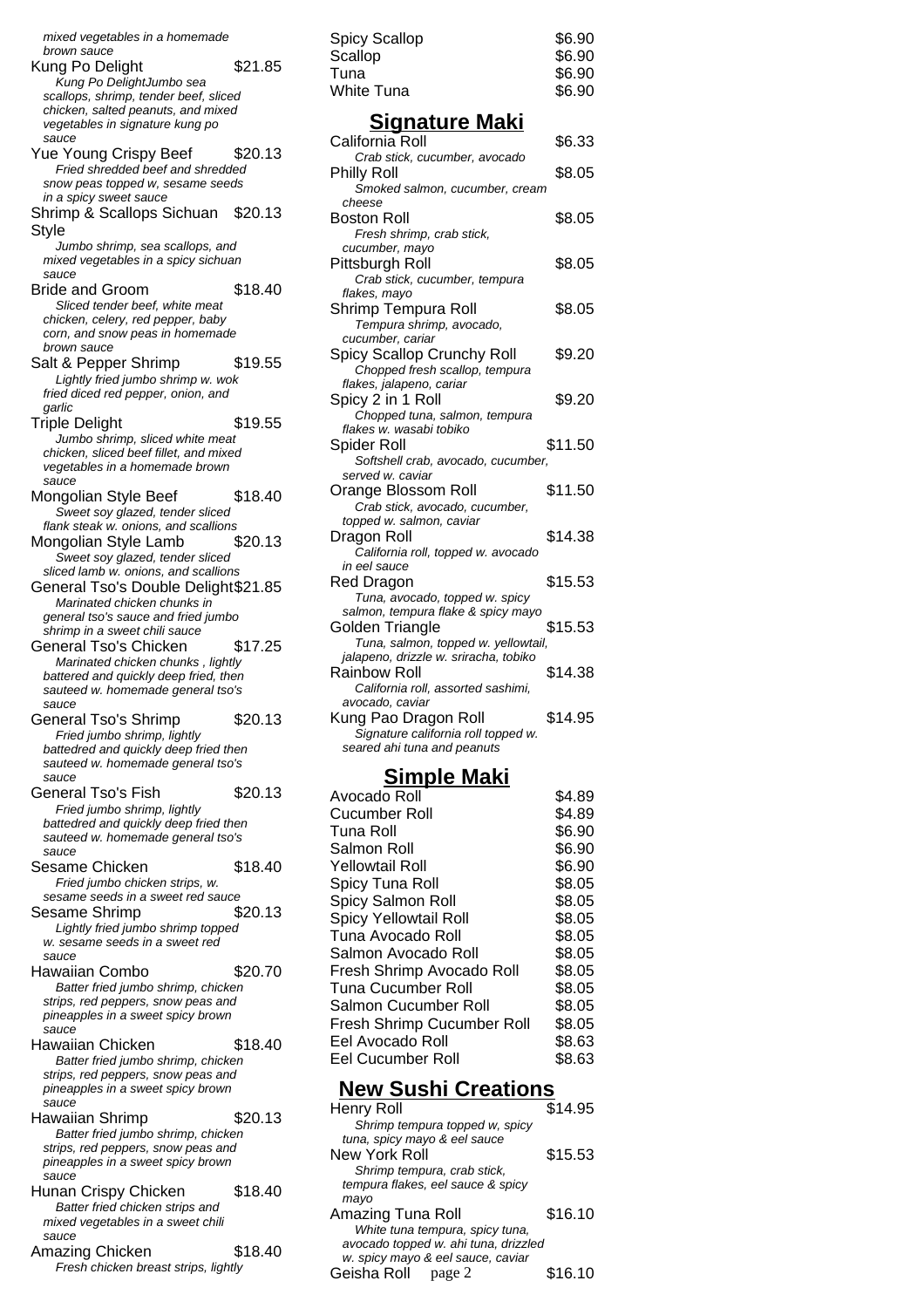mixed vegetables in a homemade brown sauce

Kung Po Delight $21.85
*Kung Po DelightJumbo sea scallops, shrimp, tender beef, sliced chicken, salted peanuts, and mixed vegetables in signature kung po sauce*

Yue Young Crispy Beef $20.13
*Fried shredded beef and shredded snow peas topped w, sesame seeds in a spicy sweet sauce*

Shrimp & Scallops Sichuan Style $20.13
*Jumbo shrimp, sea scallops, and mixed vegetables in a spicy sichuan sauce*

Bride and Groom $18.40
*Sliced tender beef, white meat chicken, celery, red pepper, baby corn, and snow peas in homemade brown sauce*

Salt & Pepper Shrimp $19.55
*Lightly fried jumbo shrimp w. wok fried diced red pepper, onion, and garlic*

Triple Delight $19.55
*Jumbo shrimp, sliced white meat chicken, sliced beef fillet, and mixed vegetables in a homemade brown sauce*

Mongolian Style Beef $18.40
*Sweet soy glazed, tender sliced flank steak w. onions, and scallions*

Mongolian Style Lamb $20.13
*Sweet soy glazed, tender sliced sliced lamb w. onions, and scallions*

General Tso's Double Delight $21.85
*Marinated chicken chunks in general tso's sauce and fried jumbo shrimp in a sweet chili sauce*

General Tso's Chicken $17.25
*Marinated chicken chunks , lightly battered and quickly deep fried, then sauteed w. homemade general tso's sauce*

General Tso's Shrimp $20.13
*Fried jumbo shrimp, lightly battedred and quickly deep fried then sauteed w. homemade general tso's sauce*

General Tso's Fish $20.13
*Fried jumbo shrimp, lightly battedred and quickly deep fried then sauteed w. homemade general tso's sauce*

Sesame Chicken $18.40
*Fried jumbo chicken strips, w. sesame seeds in a sweet red sauce*

Sesame Shrimp $20.13
*Lightly fried jumbo shrimp topped w. sesame seeds in a sweet red sauce*

Hawaiian Combo $20.70
*Batter fried jumbo shrimp, chicken strips, red peppers, snow peas and pineapples in a sweet spicy brown sauce*

Hawaiian Chicken $18.40
*Batter fried jumbo shrimp, chicken strips, red peppers, snow peas and pineapples in a sweet spicy brown sauce*

Hawaiian Shrimp $20.13
*Batter fried jumbo shrimp, chicken strips, red peppers, snow peas and pineapples in a sweet spicy brown sauce*

Hunan Crispy Chicken $18.40
*Batter fried chicken strips and mixed vegetables in a sweet chili sauce*

Amazing Chicken $18.40
*Fresh chicken breast strips, lightly*

Spicy Scallop $6.90
Scallop $6.90
Tuna $6.90
White Tuna $6.90

## Signature Maki

California Roll $6.33
*Crab stick, cucumber, avocado*

Philly Roll $8.05
*Smoked salmon, cucumber, cream cheese*

Boston Roll $8.05
*Fresh shrimp, crab stick, cucumber, mayo*

Pittsburgh Roll $8.05
*Crab stick, cucumber, tempura flakes, mayo*

Shrimp Tempura Roll $8.05
*Tempura shrimp, avocado, cucumber, cariar*

Spicy Scallop Crunchy Roll $9.20
*Chopped fresh scallop, tempura flakes, jalapeno, cariar*

Spicy 2 in 1 Roll $9.20
*Chopped tuna, salmon, tempura flakes w. wasabi tobiko*

Spider Roll $11.50
*Softshell crab, avocado, cucumber, served w. caviar*

Orange Blossom Roll $11.50
*Crab stick, avocado, cucumber, topped w. salmon, caviar*

Dragon Roll $14.38
*California roll, topped w. avocado in eel sauce*

Red Dragon $15.53
*Tuna, avocado, topped w. spicy salmon, tempura flake & spicy mayo*

Golden Triangle $15.53
*Tuna, salmon, topped w. yellowtail, jalapeno, drizzle w. sriracha, tobiko*

Rainbow Roll $14.38
*California roll, assorted sashimi, avocado, caviar*

Kung Pao Dragon Roll $14.95
*Signature california roll topped w. seared ahi tuna and peanuts*

## Simple Maki

| Item | Price |
|---|---|
| Avocado Roll | $4.89 |
| Cucumber Roll | $4.89 |
| Tuna Roll | $6.90 |
| Salmon Roll | $6.90 |
| Yellowtail Roll | $6.90 |
| Spicy Tuna Roll | $8.05 |
| Spicy Salmon Roll | $8.05 |
| Spicy Yellowtail Roll | $8.05 |
| Tuna Avocado Roll | $8.05 |
| Salmon Avocado Roll | $8.05 |
| Fresh Shrimp Avocado Roll | $8.05 |
| Tuna Cucumber Roll | $8.05 |
| Salmon Cucumber Roll | $8.05 |
| Fresh Shrimp Cucumber Roll | $8.05 |
| Eel Avocado Roll | $8.63 |
| Eel Cucumber Roll | $8.63 |

## New Sushi Creations

Henry Roll $14.95
*Shrimp tempura topped w, spicy tuna, spicy mayo & eel sauce*

New York Roll $15.53
*Shrimp tempura, crab stick, tempura flakes, eel sauce & spicy mayo*

Amazing Tuna Roll $16.10
*White tuna tempura, spicy tuna, avocado topped w. ahi tuna, drizzled w. spicy mayo & eel sauce, caviar*

Geisha Roll $16.10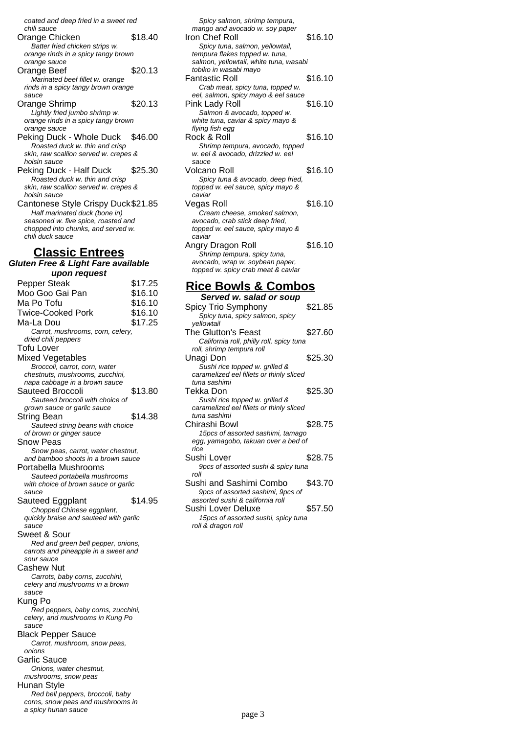*coated and deep fried in a sweet red chili sauce*

Orange Chicken $18.40
*Batter fried chicken strips w. orange rinds in a spicy tangy brown orange sauce*

Orange Beef $20.13
*Marinated beef fillet w. orange rinds in a spicy tangy brown orange sauce*

Orange Shrimp $20.13
*Lightly fried jumbo shrimp w. orange rinds in a spicy tangy brown orange sauce*

Peking Duck - Whole Duck $46.00
*Roasted duck w. thin and crisp skin, raw scallion served w. crepes & hoisin sauce*

Peking Duck - Half Duck $25.30
*Roasted duck w. thin and crisp skin, raw scallion served w. crepes & hoisin sauce*

Cantonese Style Crispy Duck $21.85
*Half marinated duck (bone in) seasoned w. five spice, roasted and chopped into chunks, and served w. chili duck sauce*

## Classic Entrees

**Gluten Free & Light Fare available upon request**

Pepper Steak $17.25

Moo Goo Gai Pan $16.10

Ma Po Tofu $16.10

Twice-Cooked Pork $16.10

Ma-La Dou $17.25
*Carrot, mushrooms, corn, celery, dried chili peppers*

Tofu Lover

Mixed Vegetables
*Broccoli, carrot, corn, water chestnuts, mushrooms, zucchini, napa cabbage in a brown sauce*

Sauteed Broccoli $13.80
*Sauteed broccoli with choice of grown sauce or garlic sauce*

String Bean $14.38
*Sauteed string beans with choice of brown or ginger sauce*

Snow Peas
*Snow peas, carrot, water chestnut, and bamboo shoots in a brown sauce*

Portabella Mushrooms
*Sauteed portabella mushrooms with choice of brown sauce or garlic sauce*

Sauteed Eggplant $14.95
*Chopped Chinese eggplant, quickly braise and sauteed with garlic sauce*

Sweet & Sour
*Red and green bell pepper, onions, carrots and pineapple in a sweet and sour sauce*

Cashew Nut
*Carrots, baby corns, zucchini, celery and mushrooms in a brown sauce*

Kung Po
*Red peppers, baby corns, zucchini, celery, and mushrooms in Kung Po sauce*

Black Pepper Sauce
*Carrot, mushroom, snow peas, onions*

Garlic Sauce
*Onions, water chestnut, mushrooms, snow peas*

Hunan Style
*Red bell peppers, broccoli, baby corns, snow peas and mushrooms in a spicy hunan sauce*

*Spicy salmon, shrimp tempura, mango and avocado w. soy paper*

Iron Chef Roll $16.10
*Spicy tuna, salmon, yellowtail, tempura flakes topped w. tuna, salmon, yellowtail, white tuna, wasabi tobiko in wasabi mayo*

Fantastic Roll $16.10
*Crab meat, spicy tuna, topped w. eel, salmon, spicy mayo & eel sauce*

Pink Lady Roll $16.10
*Salmon & avocado, topped w. white tuna, caviar & spicy mayo & flying fish egg*

Rock & Roll $16.10
*Shrimp tempura, avocado, topped w. eel & avocado, drizzled w. eel sauce*

Volcano Roll $16.10
*Spicy tuna & avocado, deep fried, topped w. eel sauce, spicy mayo & caviar*

Vegas Roll $16.10
*Cream cheese, smoked salmon, avocado, crab stick deep fried, topped w. eel sauce, spicy mayo & caviar*

Angry Dragon Roll $16.10
*Shrimp tempura, spicy tuna, avocado, wrap w. soybean paper, topped w. spicy crab meat & caviar*

## Rice Bowls & Combos

**Served w. salad or soup**

Spicy Trio Symphony $21.85
*Spicy tuna, spicy salmon, spicy yellowtail*

The Glutton's Feast $27.60
*California roll, philly roll, spicy tuna roll, shrimp tempura roll*

Unagi Don $25.30
*Sushi rice topped w. grilled & caramelized eel fillets or thinly sliced tuna sashimi*

Tekka Don $25.30
*Sushi rice topped w. grilled & caramelized eel fillets or thinly sliced tuna sashimi*

Chirashi Bowl $28.75
*15pcs of assorted sashimi, tamago egg, yamagobo, takuan over a bed of rice*

Sushi Lover $28.75
*9pcs of assorted sushi & spicy tuna roll*

Sushi and Sashimi Combo $43.70
*9pcs of assorted sashimi, 9pcs of assorted sushi & california roll*

Sushi Lover Deluxe $57.50
*15pcs of assorted sushi, spicy tuna roll & dragon roll*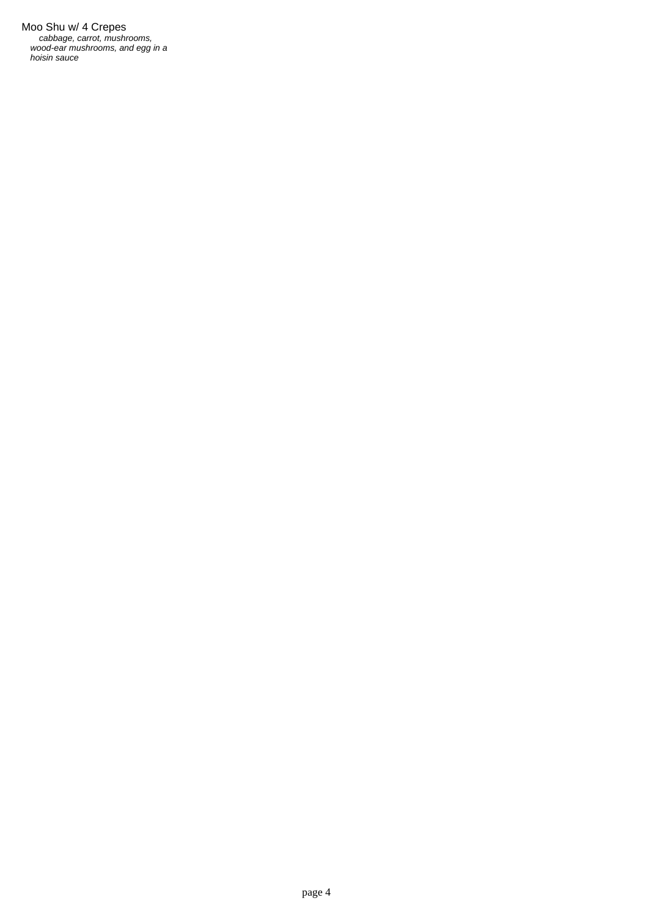Moo Shu w/ 4 Crepes

*cabbage, carrot, mushrooms, wood-ear mushrooms, and egg in a hoisin sauce*